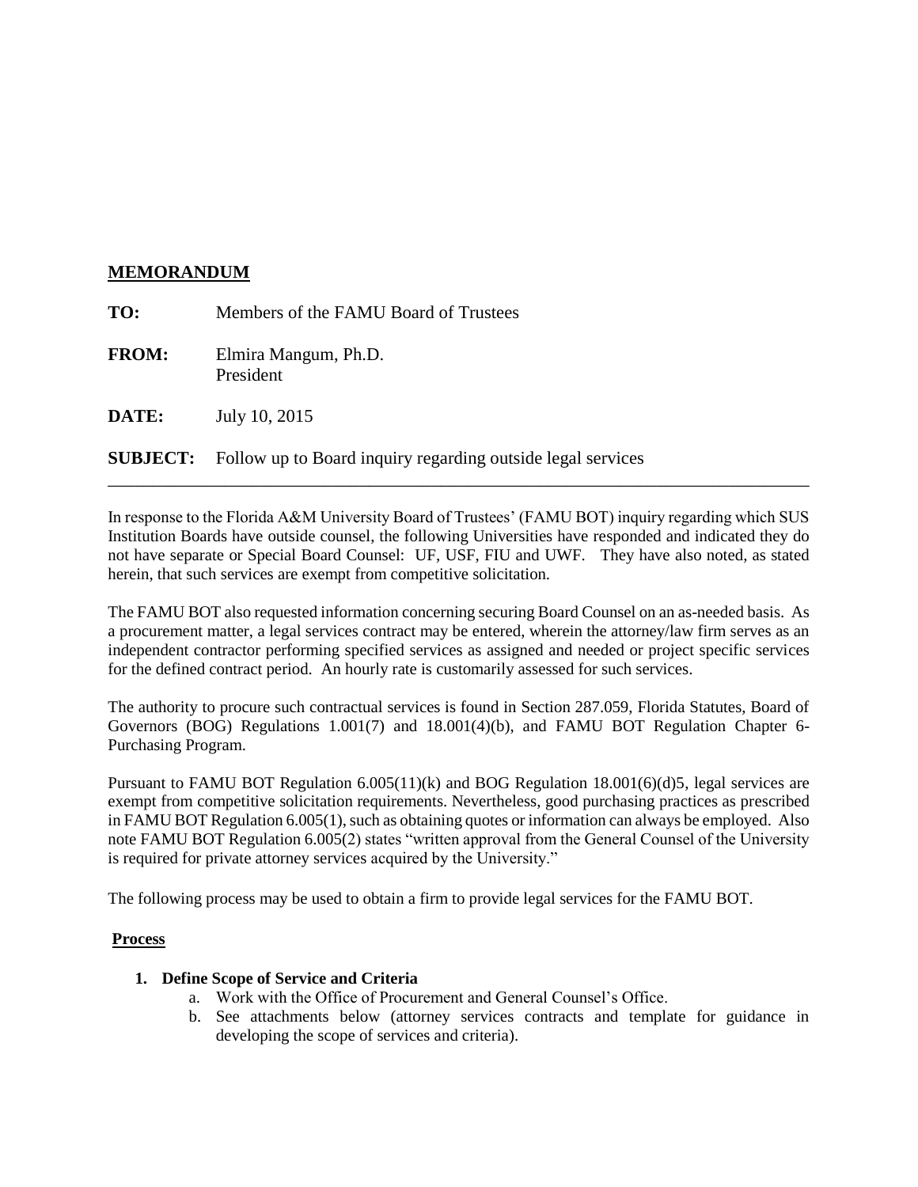**MEMORANDUM**

**TO:** Members of the FAMU Board of Trustees

**FROM:** Elmira Mangum, Ph.D.
President

**DATE:** July 10, 2015

**SUBJECT:** Follow up to Board inquiry regarding outside legal services

---

In response to the Florida A&M University Board of Trustees' (FAMU BOT) inquiry regarding which SUS Institution Boards have outside counsel, the following Universities have responded and indicated they do not have separate or Special Board Counsel: UF, USF, FIU and UWF. They have also noted, as stated herein, that such services are exempt from competitive solicitation.

The FAMU BOT also requested information concerning securing Board Counsel on an as-needed basis. As a procurement matter, a legal services contract may be entered, wherein the attorney/law firm serves as an independent contractor performing specified services as assigned and needed or project specific services for the defined contract period. An hourly rate is customarily assessed for such services.

The authority to procure such contractual services is found in Section 287.059, Florida Statutes, Board of Governors (BOG) Regulations 1.001(7) and 18.001(4)(b), and FAMU BOT Regulation Chapter 6-Purchasing Program.

Pursuant to FAMU BOT Regulation 6.005(11)(k) and BOG Regulation 18.001(6)(d)5, legal services are exempt from competitive solicitation requirements. Nevertheless, good purchasing practices as prescribed in FAMU BOT Regulation 6.005(1), such as obtaining quotes or information can always be employed. Also note FAMU BOT Regulation 6.005(2) states "written approval from the General Counsel of the University is required for private attorney services acquired by the University."

The following process may be used to obtain a firm to provide legal services for the FAMU BOT.

**Process**

1. **Define Scope of Service and Criteria**
   a. Work with the Office of Procurement and General Counsel's Office.
   b. See attachments below (attorney services contracts and template for guidance in developing the scope of services and criteria).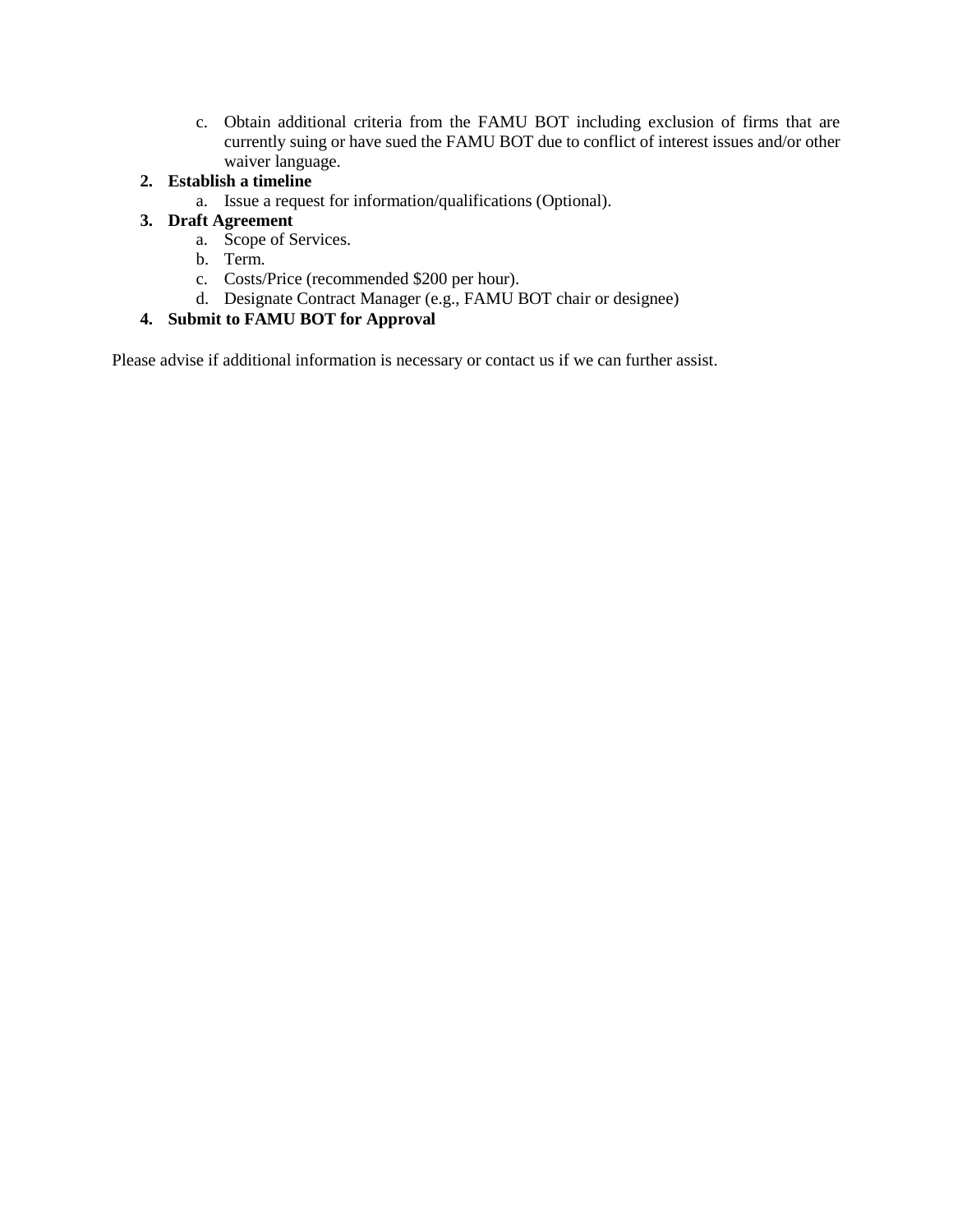c. Obtain additional criteria from the FAMU BOT including exclusion of firms that are currently suing or have sued the FAMU BOT due to conflict of interest issues and/or other waiver language.

2. **Establish a timeline**
   a. Issue a request for information/qualifications (Optional).
3. **Draft Agreement**
   a. Scope of Services.
   b. Term.
   c. Costs/Price (recommended $200 per hour).
   d. Designate Contract Manager (e.g., FAMU BOT chair or designee)
4. **Submit to FAMU BOT for Approval**

Please advise if additional information is necessary or contact us if we can further assist.